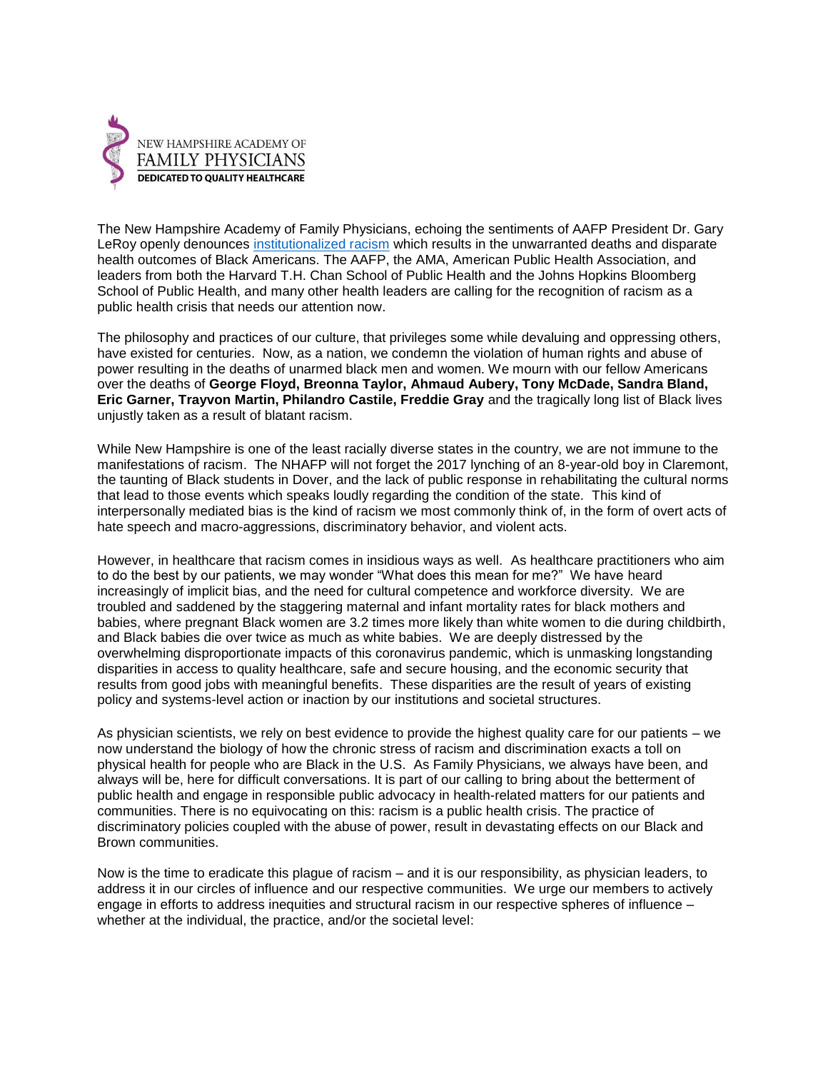NEW HAMPSHIRE ACADEMY OF FAMILY PHYSICIANS
DEDICATED TO QUALITY HEALTHCARE

The New Hampshire Academy of Family Physicians, echoing the sentiments of AAFP President Dr. Gary LeRoy openly denounces institutionalized racism which results in the unwarranted deaths and disparate health outcomes of Black Americans. The AAFP, the AMA, American Public Health Association, and leaders from both the Harvard T.H. Chan School of Public Health and the Johns Hopkins Bloomberg School of Public Health, and many other health leaders are calling for the recognition of racism as a public health crisis that needs our attention now.

The philosophy and practices of our culture, that privileges some while devaluing and oppressing others, have existed for centuries. Now, as a nation, we condemn the violation of human rights and abuse of power resulting in the deaths of unarmed black men and women. We mourn with our fellow Americans over the deaths of **George Floyd, Breonna Taylor, Ahmaud Aubery, Tony McDade, Sandra Bland, Eric Garner, Trayvon Martin, Philandro Castile, Freddie Gray** and the tragically long list of Black lives unjustly taken as a result of blatant racism.

While New Hampshire is one of the least racially diverse states in the country, we are not immune to the manifestations of racism. The NHAFP will not forget the 2017 lynching of an 8-year-old boy in Claremont, the taunting of Black students in Dover, and the lack of public response in rehabilitating the cultural norms that lead to those events which speaks loudly regarding the condition of the state. This kind of interpersonally mediated bias is the kind of racism we most commonly think of, in the form of overt acts of hate speech and macro-aggressions, discriminatory behavior, and violent acts.

However, in healthcare that racism comes in insidious ways as well. As healthcare practitioners who aim to do the best by our patients, we may wonder "What does this mean for me?" We have heard increasingly of implicit bias, and the need for cultural competence and workforce diversity. We are troubled and saddened by the staggering maternal and infant mortality rates for black mothers and babies, where pregnant Black women are 3.2 times more likely than white women to die during childbirth, and Black babies die over twice as much as white babies. We are deeply distressed by the overwhelming disproportionate impacts of this coronavirus pandemic, which is unmasking longstanding disparities in access to quality healthcare, safe and secure housing, and the economic security that results from good jobs with meaningful benefits. These disparities are the result of years of existing policy and systems-level action or inaction by our institutions and societal structures.

As physician scientists, we rely on best evidence to provide the highest quality care for our patients – we now understand the biology of how the chronic stress of racism and discrimination exacts a toll on physical health for people who are Black in the U.S. As Family Physicians, we always have been, and always will be, here for difficult conversations. It is part of our calling to bring about the betterment of public health and engage in responsible public advocacy in health-related matters for our patients and communities. There is no equivocating on this: racism is a public health crisis. The practice of discriminatory policies coupled with the abuse of power, result in devastating effects on our Black and Brown communities.

Now is the time to eradicate this plague of racism – and it is our responsibility, as physician leaders, to address it in our circles of influence and our respective communities. We urge our members to actively engage in efforts to address inequities and structural racism in our respective spheres of influence – whether at the individual, the practice, and/or the societal level: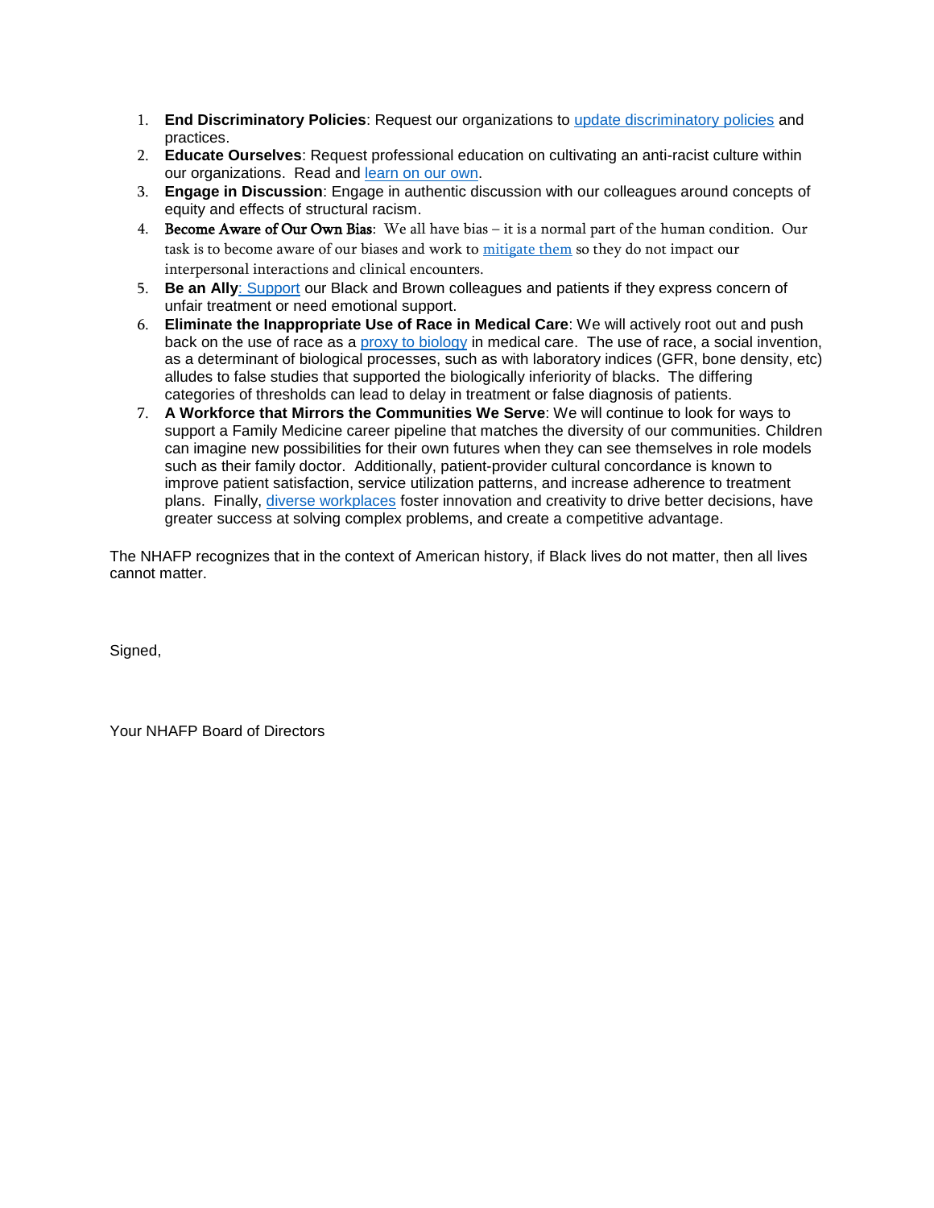1. **End Discriminatory Policies**: Request our organizations to update discriminatory policies and practices.
2. **Educate Ourselves**: Request professional education on cultivating an anti-racist culture within our organizations. Read and learn on our own.
3. **Engage in Discussion**: Engage in authentic discussion with our colleagues around concepts of equity and effects of structural racism.
4. **Become Aware of Our Own Bias**: We all have bias – it is a normal part of the human condition. Our task is to become aware of our biases and work to mitigate them so they do not impact our interpersonal interactions and clinical encounters.
5. **Be an Ally**: Support our Black and Brown colleagues and patients if they express concern of unfair treatment or need emotional support.
6. **Eliminate the Inappropriate Use of Race in Medical Care**: We will actively root out and push back on the use of race as a proxy to biology in medical care. The use of race, a social invention, as a determinant of biological processes, such as with laboratory indices (GFR, bone density, etc) alludes to false studies that supported the biologically inferiority of blacks. The differing categories of thresholds can lead to delay in treatment or false diagnosis of patients.
7. **A Workforce that Mirrors the Communities We Serve**: We will continue to look for ways to support a Family Medicine career pipeline that matches the diversity of our communities. Children can imagine new possibilities for their own futures when they can see themselves in role models such as their family doctor. Additionally, patient-provider cultural concordance is known to improve patient satisfaction, service utilization patterns, and increase adherence to treatment plans. Finally, diverse workplaces foster innovation and creativity to drive better decisions, have greater success at solving complex problems, and create a competitive advantage.

The NHAFP recognizes that in the context of American history, if Black lives do not matter, then all lives cannot matter.

Signed,

Your NHAFP Board of Directors